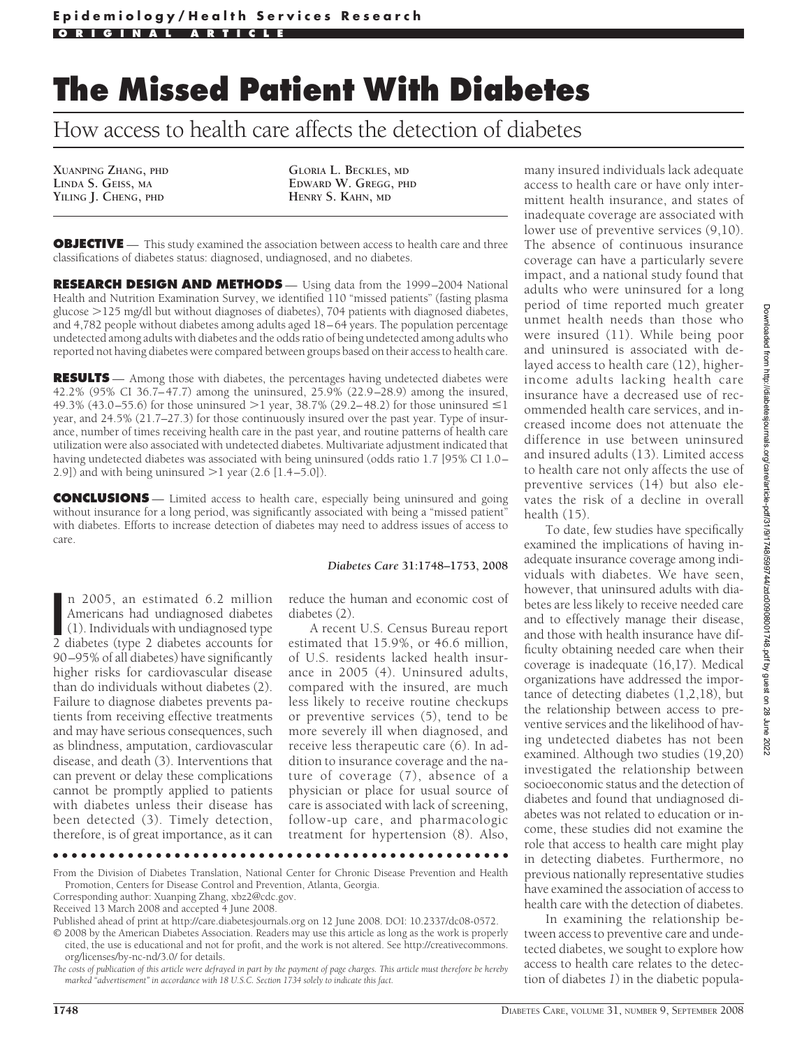**Epidemiology/Health Services Research**

**ORIGINAL ARTICLE**

# The Missed Patient With Diabetes

## How access to health care affects the detection of diabetes

XUANPING ZHANG, PHD
LINDA S. GEISS, MA
YILING J. CHENG, PHD
GLORIA L. BECKLES, MD
EDWARD W. GREGG, PHD
HENRY S. KAHN, MD

**OBJECTIVE** — This study examined the association between access to health care and three classifications of diabetes status: diagnosed, undiagnosed, and no diabetes.

**RESEARCH DESIGN AND METHODS** — Using data from the 1999–2004 National Health and Nutrition Examination Survey, we identified 110 "missed patients" (fasting plasma glucose >125 mg/dl but without diagnoses of diabetes), 704 patients with diagnosed diabetes, and 4,782 people without diabetes among adults aged 18–64 years. The population percentage undetected among adults with diabetes and the odds ratio of being undetected among adults who reported not having diabetes were compared between groups based on their access to health care.

**RESULTS** — Among those with diabetes, the percentages having undetected diabetes were 42.2% (95% CI 36.7–47.7) among the uninsured, 25.9% (22.9–28.9) among the insured, 49.3% (43.0–55.6) for those uninsured >1 year, 38.7% (29.2–48.2) for those uninsured ≤1 year, and 24.5% (21.7–27.3) for those continuously insured over the past year. Type of insurance, number of times receiving health care in the past year, and routine patterns of health care utilization were also associated with undetected diabetes. Multivariate adjustment indicated that having undetected diabetes was associated with being uninsured (odds ratio 1.7 [95% CI 1.0–2.9]) and with being uninsured >1 year (2.6 [1.4–5.0]).

**CONCLUSIONS** — Limited access to health care, especially being uninsured and going without insurance for a long period, was significantly associated with being a "missed patient" with diabetes. Efforts to increase detection of diabetes may need to address issues of access to care.

*Diabetes Care* **31:1748–1753, 2008**

In 2005, an estimated 6.2 million Americans had undiagnosed diabetes (1). Individuals with undiagnosed type 2 diabetes (type 2 diabetes accounts for 90–95% of all diabetes) have significantly higher risks for cardiovascular disease than do individuals without diabetes (2). Failure to diagnose diabetes prevents patients from receiving effective treatments and may have serious consequences, such as blindness, amputation, cardiovascular disease, and death (3). Interventions that can prevent or delay these complications cannot be promptly applied to patients with diabetes unless their disease has been detected (3). Timely detection, therefore, is of great importance, as it can reduce the human and economic cost of diabetes (2).

A recent U.S. Census Bureau report estimated that 15.9%, or 46.6 million, of U.S. residents lacked health insurance in 2005 (4). Uninsured adults, compared with the insured, are much less likely to receive routine checkups or preventive services (5), tend to be more severely ill when diagnosed, and receive less therapeutic care (6). In addition to insurance coverage and the nature of coverage (7), absence of a physician or place for usual source of care is associated with lack of screening, follow-up care, and pharmacologic treatment for hypertension (8). Also, many insured individuals lack adequate access to health care or have only intermittent health insurance, and states of inadequate coverage are associated with lower use of preventive services (9,10). The absence of continuous insurance coverage can have a particularly severe impact, and a national study found that adults who were uninsured for a long period of time reported much greater unmet health needs than those who were insured (11). While being poor and uninsured is associated with delayed access to health care (12), higher-income adults lacking health care insurance have a decreased use of recommended health care services, and increased income does not attenuate the difference in use between uninsured and insured adults (13). Limited access to health care not only affects the use of preventive services (14) but also elevates the risk of a decline in overall health (15).

To date, few studies have specifically examined the implications of having inadequate insurance coverage among individuals with diabetes. We have seen, however, that uninsured adults with diabetes are less likely to receive needed care and to effectively manage their disease, and those with health insurance have difficulty obtaining needed care when their coverage is inadequate (16,17). Medical organizations have addressed the importance of detecting diabetes (1,2,18), but the relationship between access to preventive services and the likelihood of having undetected diabetes has not been examined. Although two studies (19,20) investigated the relationship between socioeconomic status and the detection of diabetes and found that undiagnosed diabetes was not related to education or income, these studies did not examine the role that access to health care might play in detecting diabetes. Furthermore, no previous nationally representative studies have examined the association of access to health care with the detection of diabetes.

In examining the relationship between access to preventive care and undetected diabetes, we sought to explore how access to health care relates to the detection of diabetes *1*) in the diabetic popula-

From the Division of Diabetes Translation, National Center for Chronic Disease Prevention and Health Promotion, Centers for Disease Control and Prevention, Atlanta, Georgia.

Corresponding author: Xuanping Zhang, xbz2@cdc.gov.

Received 13 March 2008 and accepted 4 June 2008.

Published ahead of print at http://care.diabetesjournals.org on 12 June 2008. DOI: 10.2337/dc08-0572.

© 2008 by the American Diabetes Association. Readers may use this article as long as the work is properly cited, the use is educational and not for profit, and the work is not altered. See http://creativecommons.org/licenses/by-nc-nd/3.0/ for details.

*The costs of publication of this article were defrayed in part by the payment of page charges. This article must therefore be hereby marked "advertisement" in accordance with 18 U.S.C. Section 1734 solely to indicate this fact.*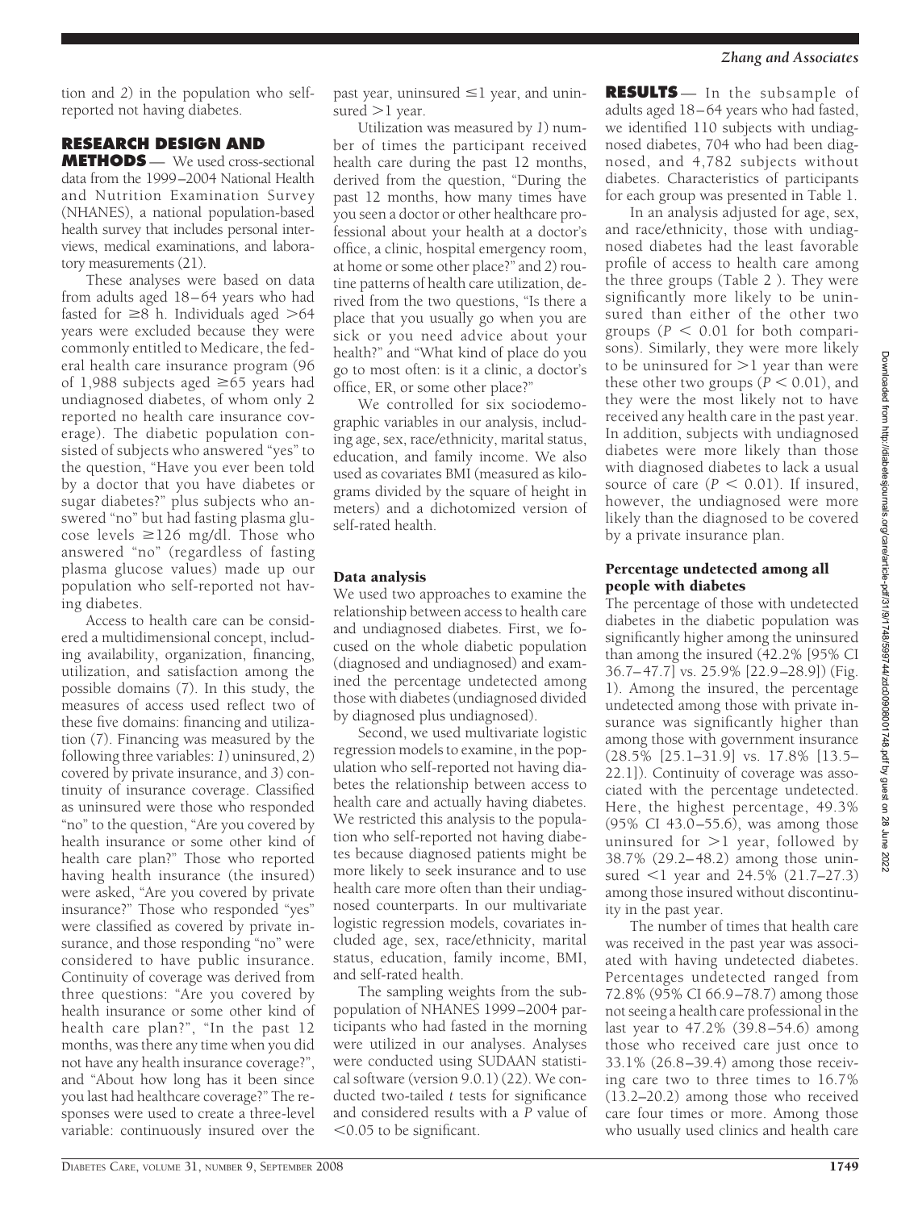tion and 2) in the population who self-reported not having diabetes.

## RESEARCH DESIGN AND METHODS

— We used cross-sectional data from the 1999–2004 National Health and Nutrition Examination Survey (NHANES), a national population-based health survey that includes personal interviews, medical examinations, and laboratory measurements (21).

These analyses were based on data from adults aged 18–64 years who had fasted for ≥8 h. Individuals aged >64 years were excluded because they were commonly entitled to Medicare, the federal health care insurance program (96 of 1,988 subjects aged ≥65 years had undiagnosed diabetes, of whom only 2 reported no health care insurance coverage). The diabetic population consisted of subjects who answered "yes" to the question, "Have you ever been told by a doctor that you have diabetes or sugar diabetes?" plus subjects who answered "no" but had fasting plasma glucose levels ≥126 mg/dl. Those who answered "no" (regardless of fasting plasma glucose values) made up our population who self-reported not having diabetes.

Access to health care can be considered a multidimensional concept, including availability, organization, financing, utilization, and satisfaction among the possible domains (7). In this study, the measures of access used reflect two of these five domains: financing and utilization (7). Financing was measured by the following three variables: 1) uninsured, 2) covered by private insurance, and 3) continuity of insurance coverage. Classified as uninsured were those who responded "no" to the question, "Are you covered by health insurance or some other kind of health care plan?" Those who reported having health insurance (the insured) were asked, "Are you covered by private insurance?" Those who responded "yes" were classified as covered by private insurance, and those responding "no" were considered to have public insurance. Continuity of coverage was derived from three questions: "Are you covered by health insurance or some other kind of health care plan?", "In the past 12 months, was there any time when you did not have any health insurance coverage?", and "About how long has it been since you last had healthcare coverage?" The responses were used to create a three-level variable: continuously insured over the past year, uninsured ≤1 year, and uninsured >1 year.

Utilization was measured by 1) number of times the participant received health care during the past 12 months, derived from the question, "During the past 12 months, how many times have you seen a doctor or other healthcare professional about your health at a doctor's office, a clinic, hospital emergency room, at home or some other place?" and 2) routine patterns of health care utilization, derived from the two questions, "Is there a place that you usually go when you are sick or you need advice about your health?" and "What kind of place do you go to most often: is it a clinic, a doctor's office, ER, or some other place?"

We controlled for six sociodemographic variables in our analysis, including age, sex, race/ethnicity, marital status, education, and family income. We also used as covariates BMI (measured as kilograms divided by the square of height in meters) and a dichotomized version of self-rated health.

### Data analysis

We used two approaches to examine the relationship between access to health care and undiagnosed diabetes. First, we focused on the whole diabetic population (diagnosed and undiagnosed) and examined the percentage undetected among those with diabetes (undiagnosed divided by diagnosed plus undiagnosed).

Second, we used multivariate logistic regression models to examine, in the population who self-reported not having diabetes the relationship between access to health care and actually having diabetes. We restricted this analysis to the population who self-reported not having diabetes because diagnosed patients might be more likely to seek insurance and to use health care more often than their undiagnosed counterparts. In our multivariate logistic regression models, covariates included age, sex, race/ethnicity, marital status, education, family income, BMI, and self-rated health.

The sampling weights from the subpopulation of NHANES 1999–2004 participants who had fasted in the morning were utilized in our analyses. Analyses were conducted using SUDAAN statistical software (version 9.0.1) (22). We conducted two-tailed *t* tests for significance and considered results with a *P* value of <0.05 to be significant.

## RESULTS

— In the subsample of adults aged 18–64 years who had fasted, we identified 110 subjects with undiagnosed diabetes, 704 who had been diagnosed, and 4,782 subjects without diabetes. Characteristics of participants for each group was presented in Table 1.

In an analysis adjusted for age, sex, and race/ethnicity, those with undiagnosed diabetes had the least favorable profile of access to health care among the three groups (Table 2 ). They were significantly more likely to be uninsured than either of the other two groups ($P < 0.01$ for both comparisons). Similarly, they were more likely to be uninsured for >1 year than were these other two groups ($P < 0.01$), and they were the most likely not to have received any health care in the past year. In addition, subjects with undiagnosed diabetes were more likely than those with diagnosed diabetes to lack a usual source of care ($P < 0.01$). If insured, however, the undiagnosed were more likely than the diagnosed to be covered by a private insurance plan.

### Percentage undetected among all people with diabetes

The percentage of those with undetected diabetes in the diabetic population was significantly higher among the uninsured than among the insured (42.2% [95% CI 36.7–47.7] vs. 25.9% [22.9–28.9]) (Fig. 1). Among the insured, the percentage undetected among those with private insurance was significantly higher than among those with government insurance (28.5% [25.1–31.9] vs. 17.8% [13.5–22.1]). Continuity of coverage was associated with the percentage undetected. Here, the highest percentage, 49.3% (95% CI 43.0–55.6), was among those uninsured for >1 year, followed by 38.7% (29.2–48.2) among those uninsured <1 year and 24.5% (21.7–27.3) among those insured without discontinuity in the past year.

The number of times that health care was received in the past year was associated with having undetected diabetes. Percentages undetected ranged from 72.8% (95% CI 66.9–78.7) among those not seeing a health care professional in the last year to 47.2% (39.8–54.6) among those who received care just once to 33.1% (26.8–39.4) among those receiving care two to three times to 16.7% (13.2–20.2) among those who received care four times or more. Among those who usually used clinics and health care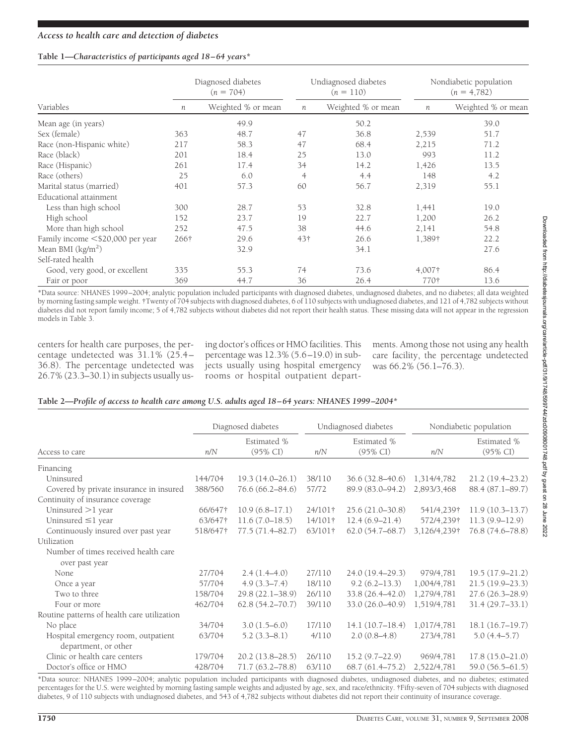**Table 1—Characteristics of participants aged 18–64 years***

| Variables | Diagnosed diabetes (n = 704) | | Undiagnosed diabetes (n = 110) | | Nondiabetic population (n = 4,782) | |
|---|---|---|---|---|---|---|
| | n | Weighted % or mean | n | Weighted % or mean | n | Weighted % or mean |
| Mean age (in years) | | 49.9 | | 50.2 | | 39.0 |
| Sex (female) | 363 | 48.7 | 47 | 36.8 | 2,539 | 51.7 |
| Race (non-Hispanic white) | 217 | 58.3 | 47 | 68.4 | 2,215 | 71.2 |
| Race (black) | 201 | 18.4 | 25 | 13.0 | 993 | 11.2 |
| Race (Hispanic) | 261 | 17.4 | 34 | 14.2 | 1,426 | 13.5 |
| Race (others) | 25 | 6.0 | 4 | 4.4 | 148 | 4.2 |
| Marital status (married) | 401 | 57.3 | 60 | 56.7 | 2,319 | 55.1 |
| Educational attainment | | | | | | |
| Less than high school | 300 | 28.7 | 53 | 32.8 | 1,441 | 19.0 |
| High school | 152 | 23.7 | 19 | 22.7 | 1,200 | 26.2 |
| More than high school | 252 | 47.5 | 38 | 44.6 | 2,141 | 54.8 |
| Family income <$20,000 per year | 266† | 29.6 | 43† | 26.6 | 1,389† | 22.2 |
| Mean BMI (kg/m$^2$) | | 32.9 | | 34.1 | | 27.6 |
| Self-rated health | | | | | | |
| Good, very good, or excellent | 335 | 55.3 | 74 | 73.6 | 4,007† | 86.4 |
| Fair or poor | 369 | 44.7 | 36 | 26.4 | 770† | 13.6 |

*Data source: NHANES 1999–2004; analytic population included participants with diagnosed diabetes, undiagnosed diabetes, and no diabetes; all data weighted by morning fasting sample weight. †Twenty of 704 subjects with diagnosed diabetes, 6 of 110 subjects with undiagnosed diabetes, and 121 of 4,782 subjects without diabetes did not report family income; 5 of 4,782 subjects without diabetes did not report their health status. These missing data will not appear in the regression models in Table 3.

centers for health care purposes, the percentage undetected was 31.1% (25.4–36.8). The percentage undetected was 26.7% (23.3–30.1) in subjects usually using doctor's offices or HMO facilities. This percentage was 12.3% (5.6–19.0) in subjects usually using hospital emergency rooms or hospital outpatient departments. Among those not using any health care facility, the percentage undetected was 66.2% (56.1–76.3).

**Table 2—Profile of access to health care among U.S. adults aged 18–64 years: NHANES 1999–2004***

| Access to care | Diagnosed diabetes | | Undiagnosed diabetes | | Nondiabetic population | |
|---|---|---|---|---|---|---|
| | n/N | Estimated % (95% CI) | n/N | Estimated % (95% CI) | n/N | Estimated % (95% CI) |
| Financing | | | | | | |
| Uninsured | 144/704 | 19.3 (14.0–26.1) | 38/110 | 36.6 (32.8–40.6) | 1,314/4,782 | 21.2 (19.4–23.2) |
| Covered by private insurance in insured | 388/560 | 76.6 (66.2–84.6) | 57/72 | 89.9 (83.0–94.2) | 2,893/3,468 | 88.4 (87.1–89.7) |
| Continuity of insurance coverage | | | | | | |
| Uninsured >1 year | 66/647† | 10.9 (6.8–17.1) | 24/101† | 25.6 (21.0–30.8) | 541/4,239† | 11.9 (10.3–13.7) |
| Uninsured ≤1 year | 63/647† | 11.6 (7.0–18.5) | 14/101† | 12.4 (6.9–21.4) | 572/4,239† | 11.3 (9.9–12.9) |
| Continuously insured over past year | 518/647† | 77.5 (71.4–82.7) | 63/101† | 62.0 (54.7–68.7) | 3,126/4,239† | 76.8 (74.6–78.8) |
| Utilization | | | | | | |
| Number of times received health care over past year | | | | | | |
| None | 27/704 | 2.4 (1.4–4.0) | 27/110 | 24.0 (19.4–29.3) | 979/4,781 | 19.5 (17.9–21.2) |
| Once a year | 57/704 | 4.9 (3.3–7.4) | 18/110 | 9.2 (6.2–13.3) | 1,004/4,781 | 21.5 (19.9–23.3) |
| Two to three | 158/704 | 29.8 (22.1–38.9) | 26/110 | 33.8 (26.4–42.0) | 1,279/4,781 | 27.6 (26.3–28.9) |
| Four or more | 462/704 | 62.8 (54.2–70.7) | 39/110 | 33.0 (26.0–40.9) | 1,519/4,781 | 31.4 (29.7–33.1) |
| Routine patterns of health care utilization | | | | | | |
| No place | 34/704 | 3.0 (1.5–6.0) | 17/110 | 14.1 (10.7–18.4) | 1,017/4,781 | 18.1 (16.7–19.7) |
| Hospital emergency room, outpatient department, or other | 63/704 | 5.2 (3.3–8.1) | 4/110 | 2.0 (0.8–4.8) | 273/4,781 | 5.0 (4.4–5.7) |
| Clinic or health care centers | 179/704 | 20.2 (13.8–28.5) | 26/110 | 15.2 (9.7–22.9) | 969/4,781 | 17.8 (15.0–21.0) |
| Doctor's office or HMO | 428/704 | 71.7 (63.2–78.8) | 63/110 | 68.7 (61.4–75.2) | 2,522/4,781 | 59.0 (56.5–61.5) |

*Data source: NHANES 1999–2004; analytic population included participants with diagnosed diabetes, undiagnosed diabetes, and no diabetes; estimated percentages for the U.S. were weighted by morning fasting sample weights and adjusted by age, sex, and race/ethnicity. †Fifty-seven of 704 subjects with diagnosed diabetes, 9 of 110 subjects with undiagnosed diabetes, and 543 of 4,782 subjects without diabetes did not report their continuity of insurance coverage.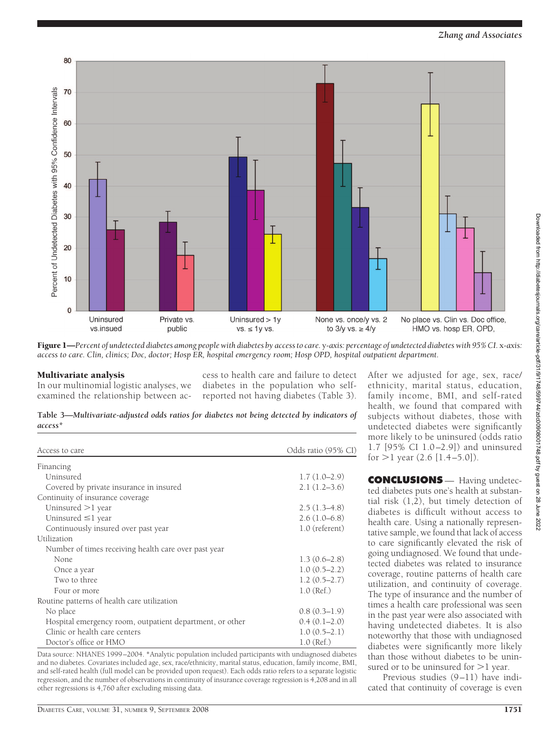**Figure 1**—*Percent of undetected diabetes among people with diabetes by access to care.* y*-axis: percentage of undetected diabetes with 95% CI.* x*-axis: access to care. Clin, clinics; Doc, doctor; Hosp ER, hospital emergency room; Hosp OPD, hospital outpatient department.*

## Multivariate analysis

In our multinomial logistic analyses, we examined the relationship between access to health care and failure to detect diabetes in the population who self-reported not having diabetes (Table 3). After we adjusted for age, sex, race/ethnicity, marital status, education, family income, BMI, and self-rated health, we found that compared with subjects without diabetes, those with undetected diabetes were significantly more likely to be uninsured (odds ratio 1.7 [95% CI 1.0–2.9]) and uninsured for >1 year (2.6 [1.4–5.0]).

**Table 3**—*Multivariate-adjusted odds ratios for diabetes not being detected by indicators of access\**

| Access to care | Odds ratio (95% CI) |
|---|---|
| Financing | |
| Uninsured | 1.7 (1.0–2.9) |
| Covered by private insurance in insured | 2.1 (1.2–3.6) |
| Continuity of insurance coverage | |
| Uninsured >1 year | 2.5 (1.3–4.8) |
| Uninsured ≤1 year | 2.6 (1.0–6.8) |
| Continuously insured over past year | 1.0 (referent) |
| Utilization | |
| Number of times receiving health care over past year | |
| None | 1.3 (0.6–2.8) |
| Once a year | 1.0 (0.5–2.2) |
| Two to three | 1.2 (0.5–2.7) |
| Four or more | 1.0 (Ref.) |
| Routine patterns of health care utilization | |
| No place | 0.8 (0.3–1.9) |
| Hospital emergency room, outpatient department, or other | 0.4 (0.1–2.0) |
| Clinic or health care centers | 1.0 (0.5–2.1) |
| Doctor's office or HMO | 1.0 (Ref.) |

Data source: NHANES 1999–2004. \*Analytic population included participants with undiagnosed diabetes and no diabetes. Covariates included age, sex, race/ethnicity, marital status, education, family income, BMI, and self-rated health (full model can be provided upon request). Each odds ratio refers to a separate logistic regression, and the number of observations in continuity of insurance coverage regression is 4,208 and in all other regressions is 4,760 after excluding missing data.

## CONCLUSIONS

— Having undetected diabetes puts one's health at substantial risk (1,2), but timely detection of diabetes is difficult without access to health care. Using a nationally representative sample, we found that lack of access to care significantly elevated the risk of going undiagnosed. We found that undetected diabetes was related to insurance coverage, routine patterns of health care utilization, and continuity of coverage. The type of insurance and the number of times a health care professional was seen in the past year were also associated with having undetected diabetes. It is also noteworthy that those with undiagnosed diabetes were significantly more likely than those without diabetes to be uninsured or to be uninsured for >1 year.

Previous studies (9–11) have indicated that continuity of coverage is even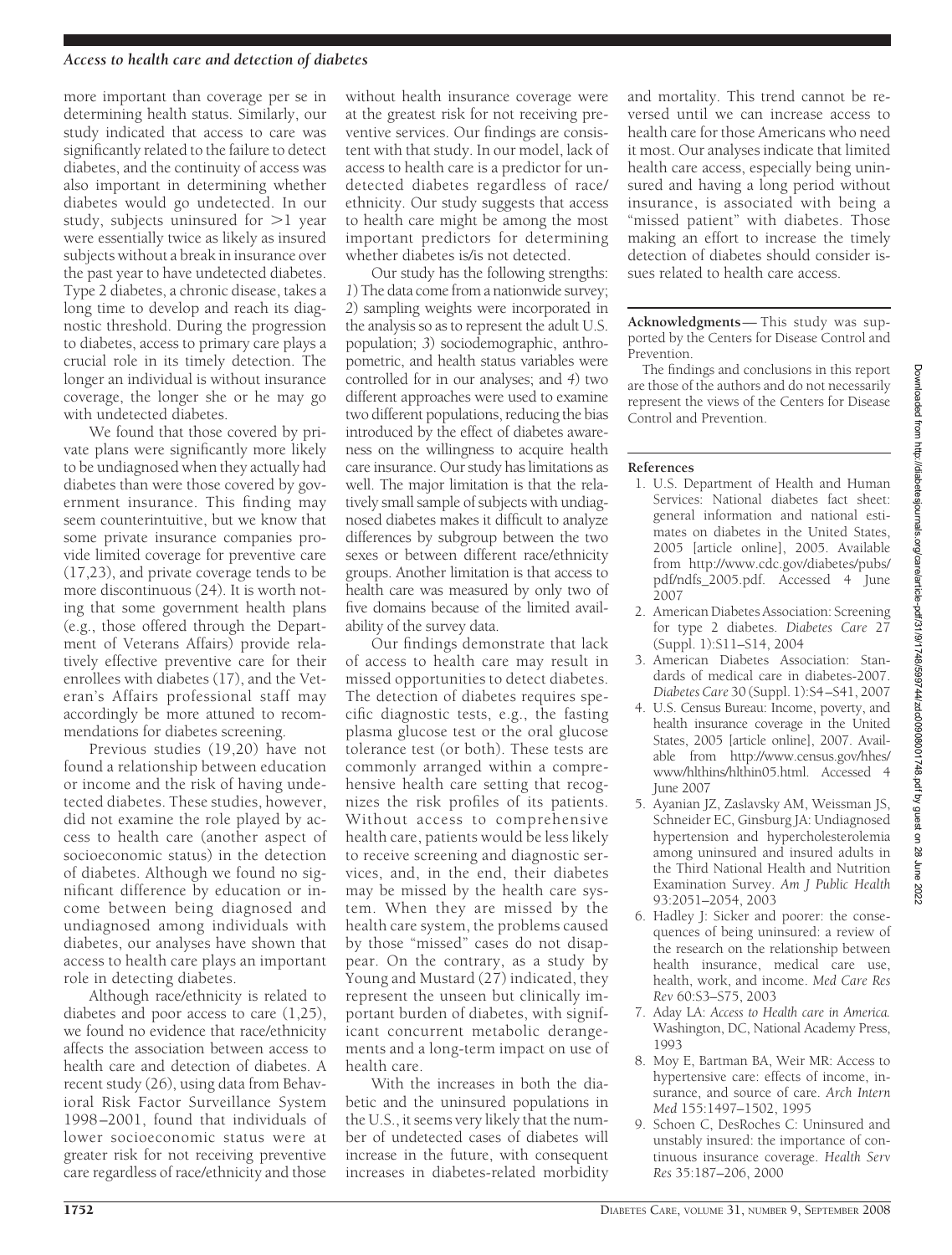more important than coverage per se in determining health status. Similarly, our study indicated that access to care was significantly related to the failure to detect diabetes, and the continuity of access was also important in determining whether diabetes would go undetected. In our study, subjects uninsured for >1 year were essentially twice as likely as insured subjects without a break in insurance over the past year to have undetected diabetes. Type 2 diabetes, a chronic disease, takes a long time to develop and reach its diagnostic threshold. During the progression to diabetes, access to primary care plays a crucial role in its timely detection. The longer an individual is without insurance coverage, the longer she or he may go with undetected diabetes.

We found that those covered by private plans were significantly more likely to be undiagnosed when they actually had diabetes than were those covered by government insurance. This finding may seem counterintuitive, but we know that some private insurance companies provide limited coverage for preventive care (17,23), and private coverage tends to be more discontinuous (24). It is worth noting that some government health plans (e.g., those offered through the Department of Veterans Affairs) provide relatively effective preventive care for their enrollees with diabetes (17), and the Veteran's Affairs professional staff may accordingly be more attuned to recommendations for diabetes screening.

Previous studies (19,20) have not found a relationship between education or income and the risk of having undetected diabetes. These studies, however, did not examine the role played by access to health care (another aspect of socioeconomic status) in the detection of diabetes. Although we found no significant difference by education or income between being diagnosed and undiagnosed among individuals with diabetes, our analyses have shown that access to health care plays an important role in detecting diabetes.

Although race/ethnicity is related to diabetes and poor access to care (1,25), we found no evidence that race/ethnicity affects the association between access to health care and detection of diabetes. A recent study (26), using data from Behavioral Risk Factor Surveillance System 1998–2001, found that individuals of lower socioeconomic status were at greater risk for not receiving preventive care regardless of race/ethnicity and those without health insurance coverage were at the greatest risk for not receiving preventive services. Our findings are consistent with that study. In our model, lack of access to health care is a predictor for undetected diabetes regardless of race/ethnicity. Our study suggests that access to health care might be among the most important predictors for determining whether diabetes is/is not detected.

Our study has the following strengths: *1*) The data come from a nationwide survey; *2*) sampling weights were incorporated in the analysis so as to represent the adult U.S. population; *3*) sociodemographic, anthropometric, and health status variables were controlled for in our analyses; and *4*) two different approaches were used to examine two different populations, reducing the bias introduced by the effect of diabetes awareness on the willingness to acquire health care insurance. Our study has limitations as well. The major limitation is that the relatively small sample of subjects with undiagnosed diabetes makes it difficult to analyze differences by subgroup between the two sexes or between different race/ethnicity groups. Another limitation is that access to health care was measured by only two of five domains because of the limited availability of the survey data.

Our findings demonstrate that lack of access to health care may result in missed opportunities to detect diabetes. The detection of diabetes requires specific diagnostic tests, e.g., the fasting plasma glucose test or the oral glucose tolerance test (or both). These tests are commonly arranged within a comprehensive health care setting that recognizes the risk profiles of its patients. Without access to comprehensive health care, patients would be less likely to receive screening and diagnostic services, and, in the end, their diabetes may be missed by the health care system. When they are missed by the health care system, the problems caused by those "missed" cases do not disappear. On the contrary, as a study by Young and Mustard (27) indicated, they represent the unseen but clinically important burden of diabetes, with significant concurrent metabolic derangements and a long-term impact on use of health care.

With the increases in both the diabetic and the uninsured populations in the U.S., it seems very likely that the number of undetected cases of diabetes will increase in the future, with consequent increases in diabetes-related morbidity and mortality. This trend cannot be reversed until we can increase access to health care for those Americans who need it most. Our analyses indicate that limited health care access, especially being uninsured and having a long period without insurance, is associated with being a "missed patient" with diabetes. Those making an effort to increase the timely detection of diabetes should consider issues related to health care access.

**Acknowledgments**— This study was supported by the Centers for Disease Control and Prevention.

The findings and conclusions in this report are those of the authors and do not necessarily represent the views of the Centers for Disease Control and Prevention.

## References

1. U.S. Department of Health and Human Services: National diabetes fact sheet: general information and national estimates on diabetes in the United States, 2005 [article online], 2005. Available from http://www.cdc.gov/diabetes/pubs/pdf/ndfs_2005.pdf. Accessed 4 June 2007
2. American Diabetes Association: Screening for type 2 diabetes. *Diabetes Care* 27 (Suppl. 1):S11–S14, 2004
3. American Diabetes Association: Standards of medical care in diabetes-2007. *Diabetes Care* 30 (Suppl. 1):S4–S41, 2007
4. U.S. Census Bureau: Income, poverty, and health insurance coverage in the United States, 2005 [article online], 2007. Available from http://www.census.gov/hhes/www/hlthins/hlthin05.html. Accessed 4 June 2007
5. Ayanian JZ, Zaslavsky AM, Weissman JS, Schneider EC, Ginsburg JA: Undiagnosed hypertension and hypercholesterolemia among uninsured and insured adults in the Third National Health and Nutrition Examination Survey. *Am J Public Health* 93:2051–2054, 2003
6. Hadley J: Sicker and poorer: the consequences of being uninsured: a review of the research on the relationship between health insurance, medical care use, health, work, and income. *Med Care Res Rev* 60:S3–S75, 2003
7. Aday LA: *Access to Health care in America.* Washington, DC, National Academy Press, 1993
8. Moy E, Bartman BA, Weir MR: Access to hypertensive care: effects of income, insurance, and source of care. *Arch Intern Med* 155:1497–1502, 1995
9. Schoen C, DesRoches C: Uninsured and unstably insured: the importance of continuous insurance coverage. *Health Serv Res* 35:187–206, 2000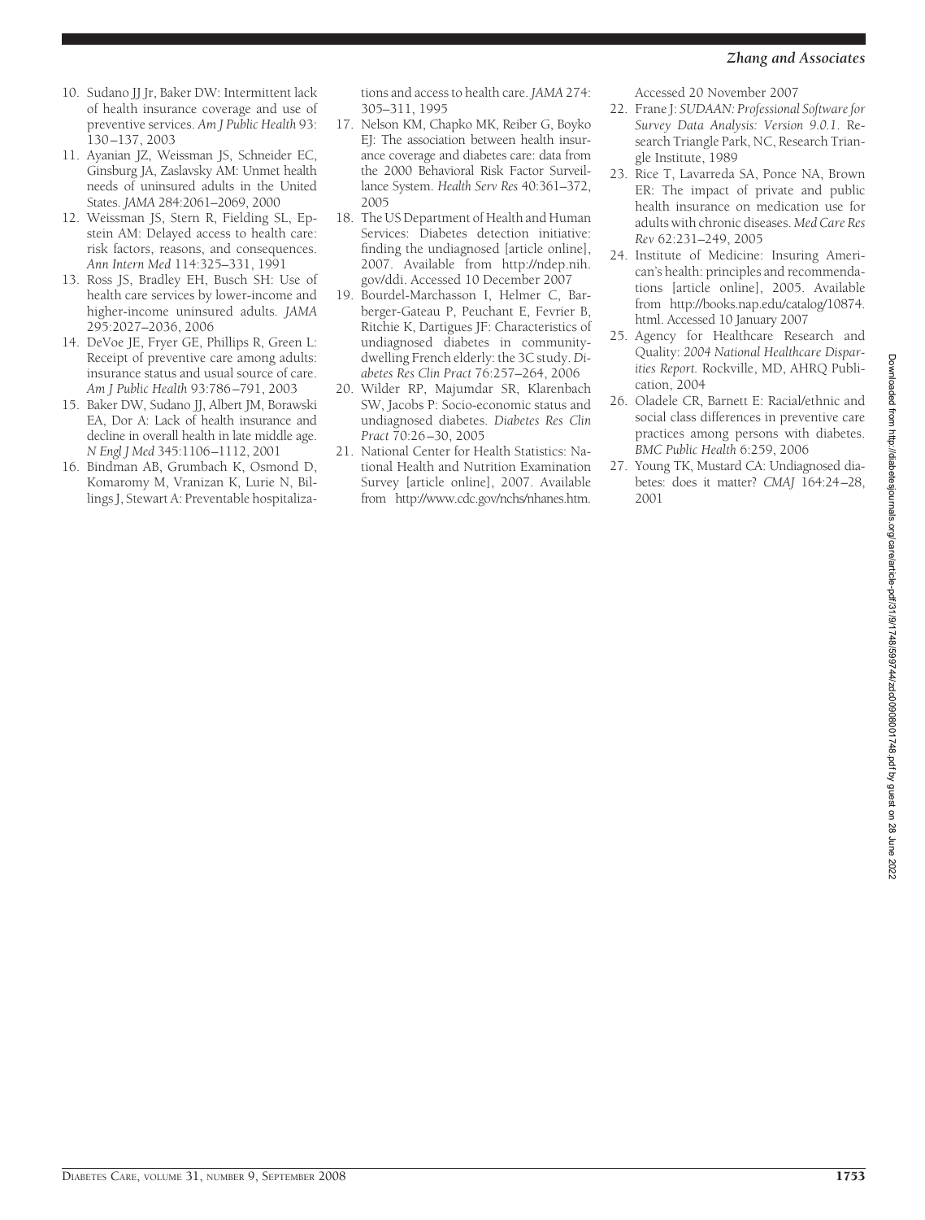10. Sudano JJ Jr, Baker DW: Intermittent lack of health insurance coverage and use of preventive services. *Am J Public Health* 93: 130–137, 2003
11. Ayanian JZ, Weissman JS, Schneider EC, Ginsburg JA, Zaslavsky AM: Unmet health needs of uninsured adults in the United States. *JAMA* 284:2061–2069, 2000
12. Weissman JS, Stern R, Fielding SL, Epstein AM: Delayed access to health care: risk factors, reasons, and consequences. *Ann Intern Med* 114:325–331, 1991
13. Ross JS, Bradley EH, Busch SH: Use of health care services by lower-income and higher-income uninsured adults. *JAMA* 295:2027–2036, 2006
14. DeVoe JE, Fryer GE, Phillips R, Green L: Receipt of preventive care among adults: insurance status and usual source of care. *Am J Public Health* 93:786–791, 2003
15. Baker DW, Sudano JJ, Albert JM, Borawski EA, Dor A: Lack of health insurance and decline in overall health in late middle age. *N Engl J Med* 345:1106–1112, 2001
16. Bindman AB, Grumbach K, Osmond D, Komaromy M, Vranizan K, Lurie N, Billings J, Stewart A: Preventable hospitalizations and access to health care. *JAMA* 274: 305–311, 1995
17. Nelson KM, Chapko MK, Reiber G, Boyko EJ: The association between health insurance coverage and diabetes care: data from the 2000 Behavioral Risk Factor Surveillance System. *Health Serv Res* 40:361–372, 2005
18. The US Department of Health and Human Services: Diabetes detection initiative: finding the undiagnosed [article online], 2007. Available from http://ndep.nih.gov/ddi. Accessed 10 December 2007
19. Bourdel-Marchasson I, Helmer C, Barberger-Gateau P, Peuchant E, Fevrier B, Ritchie K, Dartigues JF: Characteristics of undiagnosed diabetes in community-dwelling French elderly: the 3C study. *Diabetes Res Clin Pract* 76:257–264, 2006
20. Wilder RP, Majumdar SR, Klarenbach SW, Jacobs P: Socio-economic status and undiagnosed diabetes. *Diabetes Res Clin Pract* 70:26–30, 2005
21. National Center for Health Statistics: National Health and Nutrition Examination Survey [article online], 2007. Available from http://www.cdc.gov/nchs/nhanes.htm. Accessed 20 November 2007
22. Frane J: *SUDAAN: Professional Software for Survey Data Analysis: Version 9.0.1.* Research Triangle Park, NC, Research Triangle Institute, 1989
23. Rice T, Lavarreda SA, Ponce NA, Brown ER: The impact of private and public health insurance on medication use for adults with chronic diseases. *Med Care Res Rev* 62:231–249, 2005
24. Institute of Medicine: Insuring American's health: principles and recommendations [article online], 2005. Available from http://books.nap.edu/catalog/10874.html. Accessed 10 January 2007
25. Agency for Healthcare Research and Quality: *2004 National Healthcare Disparities Report.* Rockville, MD, AHRQ Publication, 2004
26. Oladele CR, Barnett E: Racial/ethnic and social class differences in preventive care practices among persons with diabetes. *BMC Public Health* 6:259, 2006
27. Young TK, Mustard CA: Undiagnosed diabetes: does it matter? *CMAJ* 164:24–28, 2001